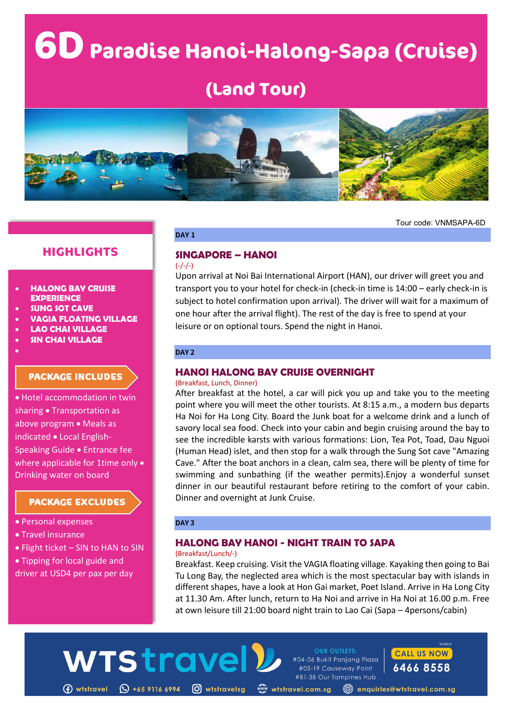# 6D Paradise Hanoi-Halong-Sapa (Cruise)

## (Land Tour)

## HIGHLIGHTS

- HALONG BAY CRUISE EXPERIENCE
- SUNG SOT CAVE
- VAGIA FLOATING VILLAGE
- LAO CHAI VILLAGE
- SIN CHAI VILLAGE

## PACKAGE INCLUDES

• Hotel accommodation in twin sharing • Transportation as above program • Meals as indicated • Local English-Speaking Guide • Entrance fee where applicable for 1time only • Drinking water on board

## PACKAGE EXCLUDES

- Personal expenses
- Travel insurance
- Flight ticket – SIN to HAN to SIN
- Tipping for local guide and driver at USD4 per pax per day

Tour code: VNMSAPA-6D

**DAY 1**

### SINGAPORE – HANOI

(-/-/-)

Upon arrival at Noi Bai International Airport (HAN), our driver will greet you and transport you to your hotel for check-in (check-in time is 14:00 – early check-in is subject to hotel confirmation upon arrival). The driver will wait for a maximum of one hour after the arrival flight). The rest of the day is free to spend at your leisure or on optional tours. Spend the night in Hanoi.

**DAY 2**

### HANOI HALONG BAY CRUISE OVERNIGHT

(Breakfast, Lunch, Dinner)

After breakfast at the hotel, a car will pick you up and take you to the meeting point where you will meet the other tourists. At 8:15 a.m., a modern bus departs Ha Noi for Ha Long City. Board the Junk boat for a welcome drink and a lunch of savory local sea food. Check into your cabin and begin cruising around the bay to see the incredible karsts with various formations: Lion, Tea Pot, Toad, Dau Nguoi (Human Head) islet, and then stop for a walk through the Sung Sot cave "Amazing Cave." After the boat anchors in a clean, calm sea, there will be plenty of time for swimming and sunbathing (if the weather permits).Enjoy a wonderful sunset dinner in our beautiful restaurant before retiring to the comfort of your cabin. Dinner and overnight at Junk Cruise.

**DAY 3**

### HALONG BAY HANOI - NIGHT TRAIN TO SAPA

(Breakfast/Lunch/-)

Breakfast. Keep cruising. Visit the VAGIA floating village. Kayaking then going to Bai Tu Long Bay, the neglected area which is the most spectacular bay with islands in different shapes, have a look at Hon Gai market, Poet Island. Arrive in Ha Long City at 11.30 Am. After lunch, return to Ha Noi and arrive in Ha Noi at 16.00 p.m. Free at own leisure till 21:00 board night train to Lao Cai (Sapa – 4persons/cabin)

WTS travel

OUR OUTLETS:
#04-06 Bukit Panjang Plaza
#05-19 Causeway Point
#B1-38 Our Tampines Hub

CALL US NOW
6466 8558

wtstravel | +65 9116 6994 | wtstravelsg | wtstravel.com.sg | enquiries@wtstravel.com.sg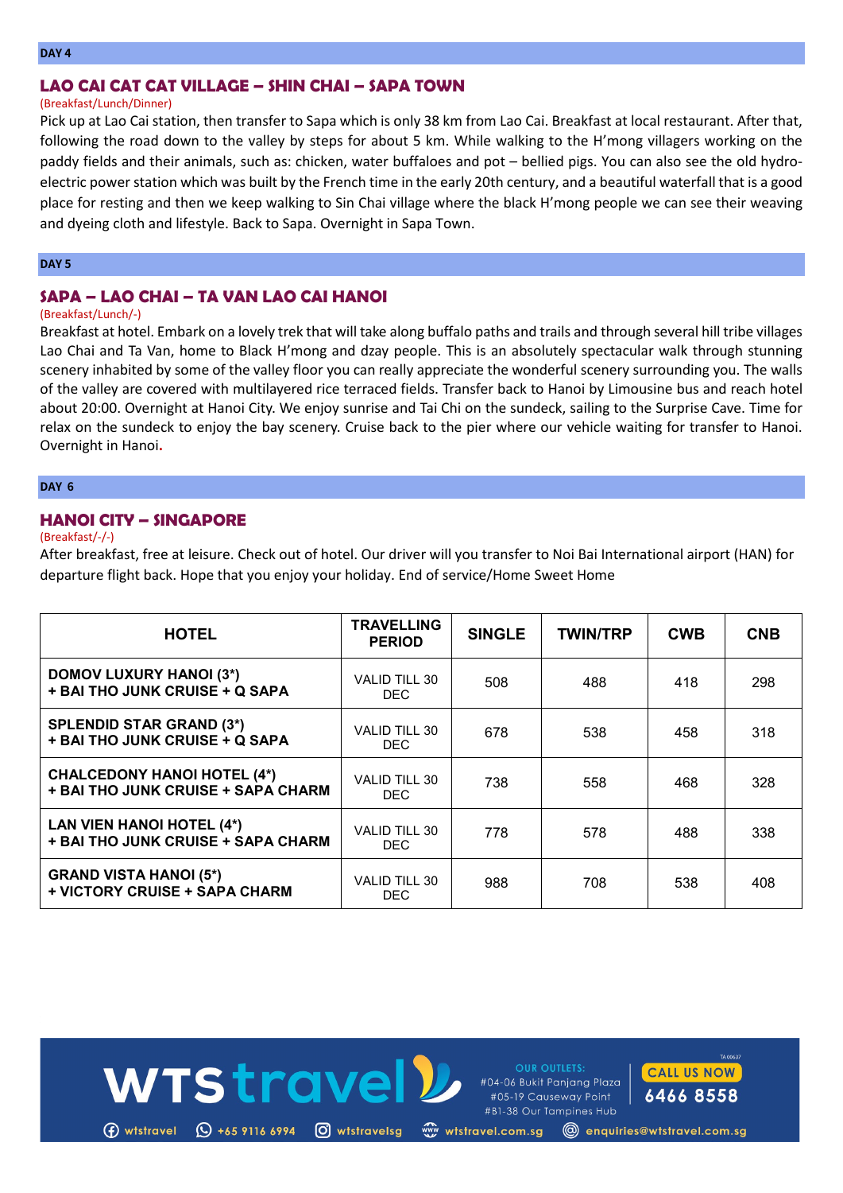**DAY 4**

## LAO CAI CAT CAT VILLAGE – SHIN CHAI – SAPA TOWN

(Breakfast/Lunch/Dinner)

Pick up at Lao Cai station, then transfer to Sapa which is only 38 km from Lao Cai. Breakfast at local restaurant. After that, following the road down to the valley by steps for about 5 km. While walking to the H'mong villagers working on the paddy fields and their animals, such as: chicken, water buffaloes and pot – bellied pigs. You can also see the old hydro-electric power station which was built by the French time in the early 20th century, and a beautiful waterfall that is a good place for resting and then we keep walking to Sin Chai village where the black H'mong people we can see their weaving and dyeing cloth and lifestyle. Back to Sapa. Overnight in Sapa Town.

**DAY 5**

## SAPA – LAO CHAI – TA VAN LAO CAI HANOI

(Breakfast/Lunch/-)

Breakfast at hotel. Embark on a lovely trek that will take along buffalo paths and trails and through several hill tribe villages Lao Chai and Ta Van, home to Black H'mong and dzay people. This is an absolutely spectacular walk through stunning scenery inhabited by some of the valley floor you can really appreciate the wonderful scenery surrounding you. The walls of the valley are covered with multilayered rice terraced fields. Transfer back to Hanoi by Limousine bus and reach hotel about 20:00. Overnight at Hanoi City. We enjoy sunrise and Tai Chi on the sundeck, sailing to the Surprise Cave. Time for relax on the sundeck to enjoy the bay scenery. Cruise back to the pier where our vehicle waiting for transfer to Hanoi. Overnight in Hanoi.

**DAY 6**

## HANOI CITY – SINGAPORE

(Breakfast/-/-)

After breakfast, free at leisure. Check out of hotel. Our driver will you transfer to Noi Bai International airport (HAN) for departure flight back. Hope that you enjoy your holiday. End of service/Home Sweet Home

| HOTEL | TRAVELLING PERIOD | SINGLE | TWIN/TRP | CWB | CNB |
|---|---|---|---|---|---|
| **DOMOV LUXURY HANOI (3\*) + BAI THO JUNK CRUISE + Q SAPA** | VALID TILL 30 DEC | 508 | 488 | 418 | 298 |
| **SPLENDID STAR GRAND (3\*) + BAI THO JUNK CRUISE + Q SAPA** | VALID TILL 30 DEC | 678 | 538 | 458 | 318 |
| **CHALCEDONY HANOI HOTEL (4\*) + BAI THO JUNK CRUISE + SAPA CHARM** | VALID TILL 30 DEC | 738 | 558 | 468 | 328 |
| **LAN VIEN HANOI HOTEL (4\*) + BAI THO JUNK CRUISE + SAPA CHARM** | VALID TILL 30 DEC | 778 | 578 | 488 | 338 |
| **GRAND VISTA HANOI (5\*) + VICTORY CRUISE + SAPA CHARM** | VALID TILL 30 DEC | 988 | 708 | 538 | 408 |

WTS travel

OUR OUTLETS:
#04-06 Bukit Panjang Plaza
#05-19 Causeway Point
#B1-38 Our Tampines Hub

CALL US NOW
6466 8558

TA 00637

wtstravel | +65 9116 6994 | wtstravelsg | wtstravel.com.sg | enquiries@wtstravel.com.sg